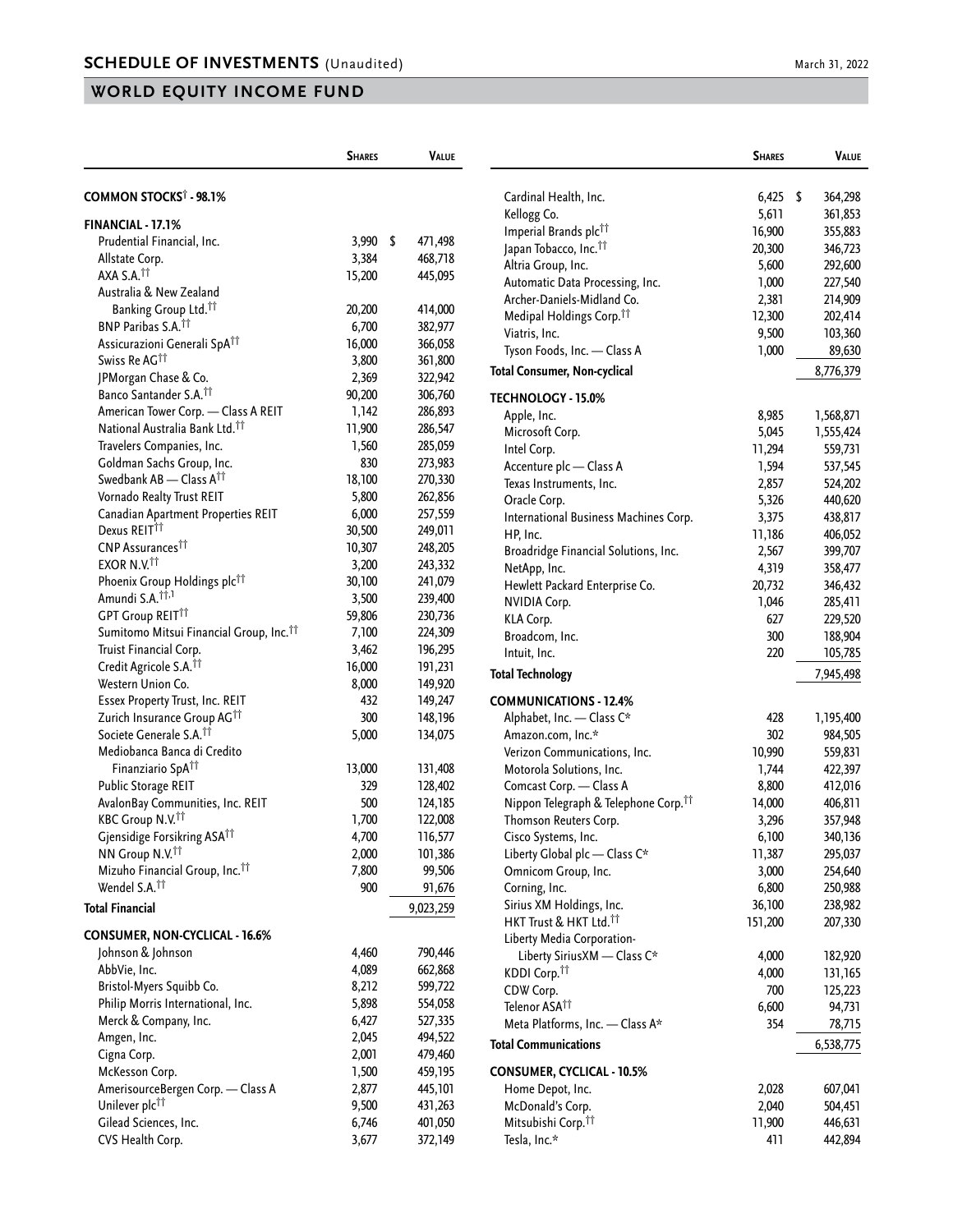# SCHEDULE OF INVESTMENTS (Unaudited)

March 31, 2022

## WORLD EQUITY INCOME FUND

| | Shares | Value |
|---|---|---|
| **COMMON STOCKS† - 98.1%** | | |
| **FINANCIAL - 17.1%** | | |
| Prudential Financial, Inc. | 3,990 | $ 471,498 |
| Allstate Corp. | 3,384 | 468,718 |
| AXA S.A.†† | 15,200 | 445,095 |
| Australia & New Zealand Banking Group Ltd.†† | 20,200 | 414,000 |
| BNP Paribas S.A.†† | 6,700 | 382,977 |
| Assicurazioni Generali SpA†† | 16,000 | 366,058 |
| Swiss Re AG†† | 3,800 | 361,800 |
| JPMorgan Chase & Co. | 2,369 | 322,942 |
| Banco Santander S.A.†† | 90,200 | 306,760 |
| American Tower Corp. — Class A REIT | 1,142 | 286,893 |
| National Australia Bank Ltd.†† | 11,900 | 286,547 |
| Travelers Companies, Inc. | 1,560 | 285,059 |
| Goldman Sachs Group, Inc. | 830 | 273,983 |
| Swedbank AB — Class A†† | 18,100 | 270,330 |
| Vornado Realty Trust REIT | 5,800 | 262,856 |
| Canadian Apartment Properties REIT | 6,000 | 257,559 |
| Dexus REIT†† | 30,500 | 249,011 |
| CNP Assurances†† | 10,307 | 248,205 |
| EXOR N.V.†† | 3,200 | 243,332 |
| Phoenix Group Holdings plc†† | 30,100 | 241,079 |
| Amundi S.A.††,1 | 3,500 | 239,400 |
| GPT Group REIT†† | 59,806 | 230,736 |
| Sumitomo Mitsui Financial Group, Inc.†† | 7,100 | 224,309 |
| Truist Financial Corp. | 3,462 | 196,295 |
| Credit Agricole S.A.†† | 16,000 | 191,231 |
| Western Union Co. | 8,000 | 149,920 |
| Essex Property Trust, Inc. REIT | 432 | 149,247 |
| Zurich Insurance Group AG†† | 300 | 148,196 |
| Societe Generale S.A.†† | 5,000 | 134,075 |
| Mediobanca Banca di Credito Finanziario SpA†† | 13,000 | 131,408 |
| Public Storage REIT | 329 | 128,402 |
| AvalonBay Communities, Inc. REIT | 500 | 124,185 |
| KBC Group N.V.†† | 1,700 | 122,008 |
| Gjensidige Forsikring ASA†† | 4,700 | 116,577 |
| NN Group N.V.†† | 2,000 | 101,386 |
| Mizuho Financial Group, Inc.†† | 7,800 | 99,506 |
| Wendel S.A.†† | 900 | 91,676 |
| **Total Financial** | | 9,023,259 |
| **CONSUMER, NON-CYCLICAL - 16.6%** | | |
| Johnson & Johnson | 4,460 | 790,446 |
| AbbVie, Inc. | 4,089 | 662,868 |
| Bristol-Myers Squibb Co. | 8,212 | 599,722 |
| Philip Morris International, Inc. | 5,898 | 554,058 |
| Merck & Company, Inc. | 6,427 | 527,335 |
| Amgen, Inc. | 2,045 | 494,522 |
| Cigna Corp. | 2,001 | 479,460 |
| McKesson Corp. | 1,500 | 459,195 |
| AmerisourceBergen Corp. — Class A | 2,877 | 445,101 |
| Unilever plc†† | 9,500 | 431,263 |
| Gilead Sciences, Inc. | 6,746 | 401,050 |
| CVS Health Corp. | 3,677 | 372,149 |
| Cardinal Health, Inc. | 6,425 | $ 364,298 |
| Kellogg Co. | 5,611 | 361,853 |
| Imperial Brands plc†† | 16,900 | 355,883 |
| Japan Tobacco, Inc.†† | 20,300 | 346,723 |
| Altria Group, Inc. | 5,600 | 292,600 |
| Automatic Data Processing, Inc. | 1,000 | 227,540 |
| Archer-Daniels-Midland Co. | 2,381 | 214,909 |
| Medipal Holdings Corp.†† | 12,300 | 202,414 |
| Viatris, Inc. | 9,500 | 103,360 |
| Tyson Foods, Inc. — Class A | 1,000 | 89,630 |
| **Total Consumer, Non-cyclical** | | 8,776,379 |
| **TECHNOLOGY - 15.0%** | | |
| Apple, Inc. | 8,985 | 1,568,871 |
| Microsoft Corp. | 5,045 | 1,555,424 |
| Intel Corp. | 11,294 | 559,731 |
| Accenture plc — Class A | 1,594 | 537,545 |
| Texas Instruments, Inc. | 2,857 | 524,202 |
| Oracle Corp. | 5,326 | 440,620 |
| International Business Machines Corp. | 3,375 | 438,817 |
| HP, Inc. | 11,186 | 406,052 |
| Broadridge Financial Solutions, Inc. | 2,567 | 399,707 |
| NetApp, Inc. | 4,319 | 358,477 |
| Hewlett Packard Enterprise Co. | 20,732 | 346,432 |
| NVIDIA Corp. | 1,046 | 285,411 |
| KLA Corp. | 627 | 229,520 |
| Broadcom, Inc. | 300 | 188,904 |
| Intuit, Inc. | 220 | 105,785 |
| **Total Technology** | | 7,945,498 |
| **COMMUNICATIONS - 12.4%** | | |
| Alphabet, Inc. — Class C* | 428 | 1,195,400 |
| Amazon.com, Inc.* | 302 | 984,505 |
| Verizon Communications, Inc. | 10,990 | 559,831 |
| Motorola Solutions, Inc. | 1,744 | 422,397 |
| Comcast Corp. — Class A | 8,800 | 412,016 |
| Nippon Telegraph & Telephone Corp.†† | 14,000 | 406,811 |
| Thomson Reuters Corp. | 3,296 | 357,948 |
| Cisco Systems, Inc. | 6,100 | 340,136 |
| Liberty Global plc — Class C* | 11,387 | 295,037 |
| Omnicom Group, Inc. | 3,000 | 254,640 |
| Corning, Inc. | 6,800 | 250,988 |
| Sirius XM Holdings, Inc. | 36,100 | 238,982 |
| HKT Trust & HKT Ltd.†† | 151,200 | 207,330 |
| Liberty Media Corporation-Liberty SiriusXM — Class C* | 4,000 | 182,920 |
| KDDI Corp.†† | 4,000 | 131,165 |
| CDW Corp. | 700 | 125,223 |
| Telenor ASA†† | 6,600 | 94,731 |
| Meta Platforms, Inc. — Class A* | 354 | 78,715 |
| **Total Communications** | | 6,538,775 |
| **CONSUMER, CYCLICAL - 10.5%** | | |
| Home Depot, Inc. | 2,028 | 607,041 |
| McDonald's Corp. | 2,040 | 504,451 |
| Mitsubishi Corp.†† | 11,900 | 446,631 |
| Tesla, Inc.* | 411 | 442,894 |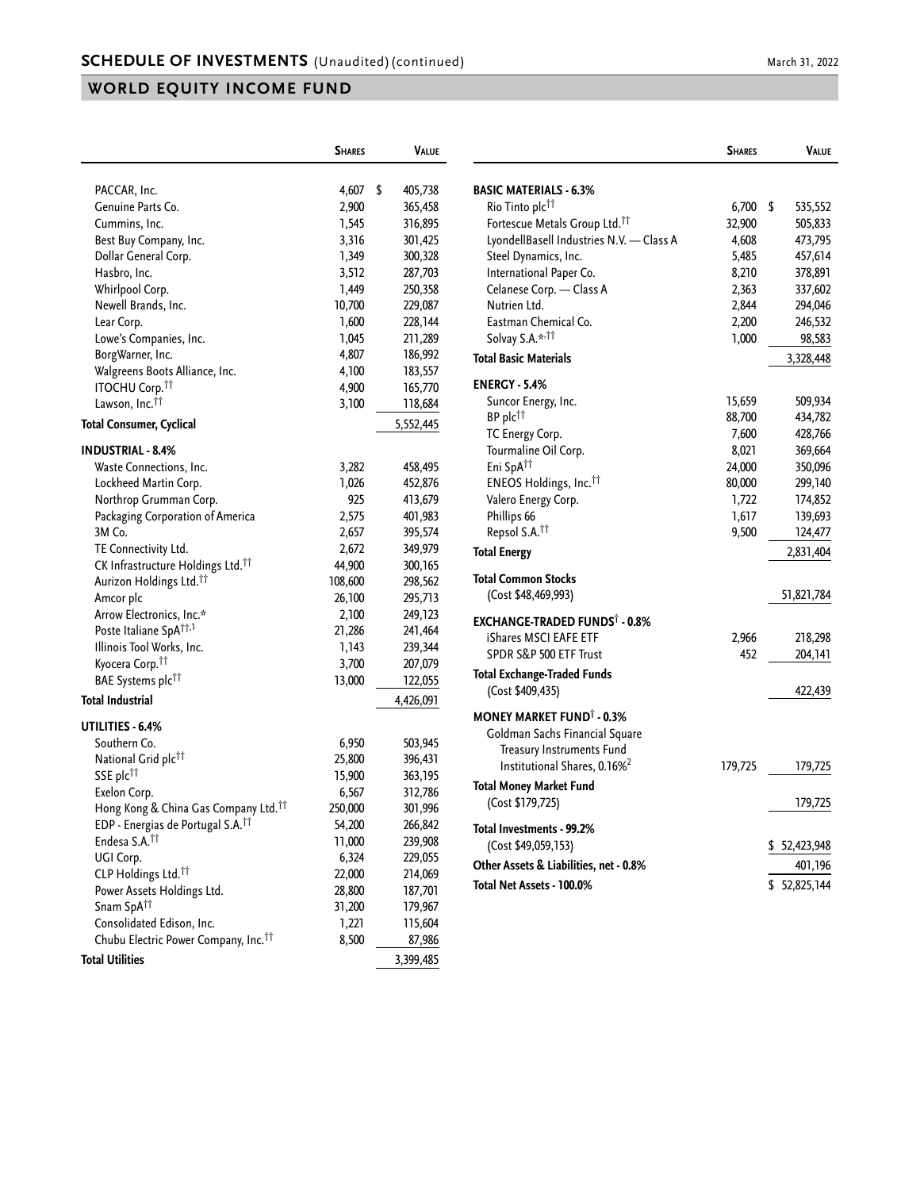## SCHEDULE OF INVESTMENTS (Unaudited) (continued)

## WORLD EQUITY INCOME FUND

| | Shares | Value |
|---|---|---|
| PACCAR, Inc. | 4,607 | $ 405,738 |
| Genuine Parts Co. | 2,900 | 365,458 |
| Cummins, Inc. | 1,545 | 316,895 |
| Best Buy Company, Inc. | 3,316 | 301,425 |
| Dollar General Corp. | 1,349 | 300,328 |
| Hasbro, Inc. | 3,512 | 287,703 |
| Whirlpool Corp. | 1,449 | 250,358 |
| Newell Brands, Inc. | 10,700 | 229,087 |
| Lear Corp. | 1,600 | 228,144 |
| Lowe's Companies, Inc. | 1,045 | 211,289 |
| BorgWarner, Inc. | 4,807 | 186,992 |
| Walgreens Boots Alliance, Inc. | 4,100 | 183,557 |
| ITOCHU Corp.[††] | 4,900 | 165,770 |
| Lawson, Inc.[††] | 3,100 | 118,684 |
| **Total Consumer, Cyclical** | | 5,552,445 |
| **INDUSTRIAL - 8.4%** | | |
| Waste Connections, Inc. | 3,282 | 458,495 |
| Lockheed Martin Corp. | 1,026 | 452,876 |
| Northrop Grumman Corp. | 925 | 413,679 |
| Packaging Corporation of America | 2,575 | 401,983 |
| 3M Co. | 2,657 | 395,574 |
| TE Connectivity Ltd. | 2,672 | 349,979 |
| CK Infrastructure Holdings Ltd.[††] | 44,900 | 300,165 |
| Aurizon Holdings Ltd.[††] | 108,600 | 298,562 |
| Amcor plc | 26,100 | 295,713 |
| Arrow Electronics, Inc.* | 2,100 | 249,123 |
| Poste Italiane SpA[††,1] | 21,286 | 241,464 |
| Illinois Tool Works, Inc. | 1,143 | 239,344 |
| Kyocera Corp.[††] | 3,700 | 207,079 |
| BAE Systems plc[††] | 13,000 | 122,055 |
| **Total Industrial** | | 4,426,091 |
| **UTILITIES - 6.4%** | | |
| Southern Co. | 6,950 | 503,945 |
| National Grid plc[††] | 25,800 | 396,431 |
| SSE plc[††] | 15,900 | 363,195 |
| Exelon Corp. | 6,567 | 312,786 |
| Hong Kong & China Gas Company Ltd.[††] | 250,000 | 301,996 |
| EDP - Energias de Portugal S.A.[††] | 54,200 | 266,842 |
| Endesa S.A.[††] | 11,000 | 239,908 |
| UGI Corp. | 6,324 | 229,055 |
| CLP Holdings Ltd.[††] | 22,000 | 214,069 |
| Power Assets Holdings Ltd. | 28,800 | 187,701 |
| Snam SpA[††] | 31,200 | 179,967 |
| Consolidated Edison, Inc. | 1,221 | 115,604 |
| Chubu Electric Power Company, Inc.[††] | 8,500 | 87,986 |
| **Total Utilities** | | 3,399,485 |
| **BASIC MATERIALS - 6.3%** | | |
| Rio Tinto plc[††] | 6,700 | $ 535,552 |
| Fortescue Metals Group Ltd.[††] | 32,900 | 505,833 |
| LyondellBasell Industries N.V. — Class A | 4,608 | 473,795 |
| Steel Dynamics, Inc. | 5,485 | 457,614 |
| International Paper Co. | 8,210 | 378,891 |
| Celanese Corp. — Class A | 2,363 | 337,602 |
| Nutrien Ltd. | 2,844 | 294,046 |
| Eastman Chemical Co. | 2,200 | 246,532 |
| Solvay S.A.*,[††] | 1,000 | 98,583 |
| **Total Basic Materials** | | 3,328,448 |
| **ENERGY - 5.4%** | | |
| Suncor Energy, Inc. | 15,659 | 509,934 |
| BP plc[††] | 88,700 | 434,782 |
| TC Energy Corp. | 7,600 | 428,766 |
| Tourmaline Oil Corp. | 8,021 | 369,664 |
| Eni SpA[††] | 24,000 | 350,096 |
| ENEOS Holdings, Inc.[††] | 80,000 | 299,140 |
| Valero Energy Corp. | 1,722 | 174,852 |
| Phillips 66 | 1,617 | 139,693 |
| Repsol S.A.[††] | 9,500 | 124,477 |
| **Total Energy** | | 2,831,404 |
| **Total Common Stocks** (Cost $48,469,993) | | 51,821,784 |
| **EXCHANGE-TRADED FUNDS[†] - 0.8%** | | |
| iShares MSCI EAFE ETF | 2,966 | 218,298 |
| SPDR S&P 500 ETF Trust | 452 | 204,141 |
| **Total Exchange-Traded Funds** (Cost $409,435) | | 422,439 |
| **MONEY MARKET FUND[†] - 0.3%** | | |
| Goldman Sachs Financial Square Treasury Instruments Fund Institutional Shares, 0.16%[2] | 179,725 | 179,725 |
| **Total Money Market Fund** (Cost $179,725) | | 179,725 |
| **Total Investments - 99.2%** (Cost $49,059,153) | | $ 52,423,948 |
| **Other Assets & Liabilities, net - 0.8%** | | 401,196 |
| **Total Net Assets - 100.0%** | | $ 52,825,144 |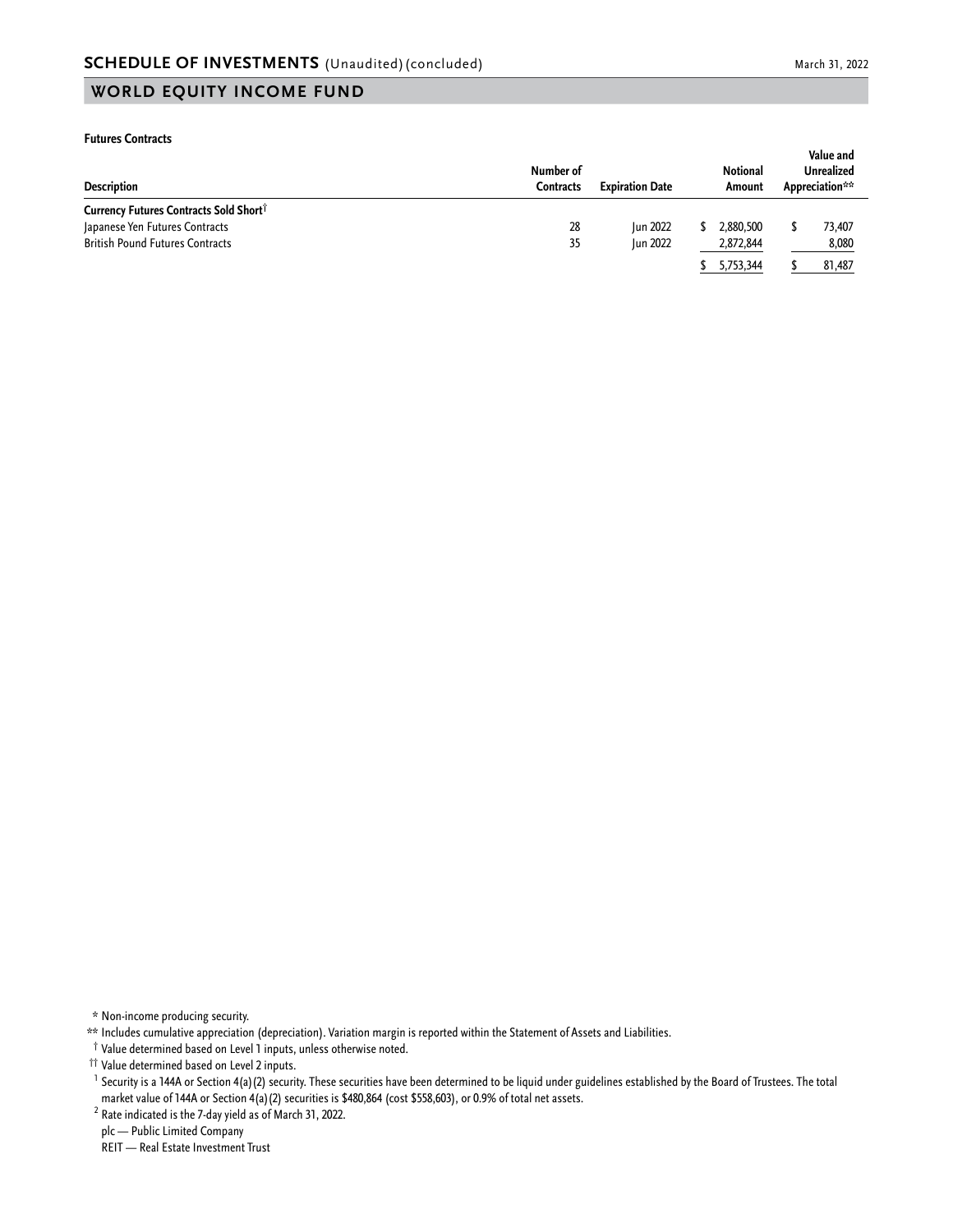## WORLD EQUITY INCOME FUND

**Futures Contracts**

| Description | Number of Contracts | Expiration Date | Notional Amount | Value and Unrealized Appreciation** |
|---|---|---|---|---|
| **Currency Futures Contracts Sold Short†** | | | | |
| Japanese Yen Futures Contracts | 28 | Jun 2022 | $ 2,880,500 | $ 73,407 |
| British Pound Futures Contracts | 35 | Jun 2022 | 2,872,844 | 8,080 |
| | | | $ 5,753,344 | $ 81,487 |

\* Non-income producing security.

** Includes cumulative appreciation (depreciation). Variation margin is reported within the Statement of Assets and Liabilities.

† Value determined based on Level 1 inputs, unless otherwise noted.

†† Value determined based on Level 2 inputs.

[1] Security is a 144A or Section 4(a)(2) security. These securities have been determined to be liquid under guidelines established by the Board of Trustees. The total market value of 144A or Section 4(a)(2) securities is $480,864 (cost $558,603), or 0.9% of total net assets.

[2] Rate indicated is the 7-day yield as of March 31, 2022.

plc — Public Limited Company

REIT — Real Estate Investment Trust